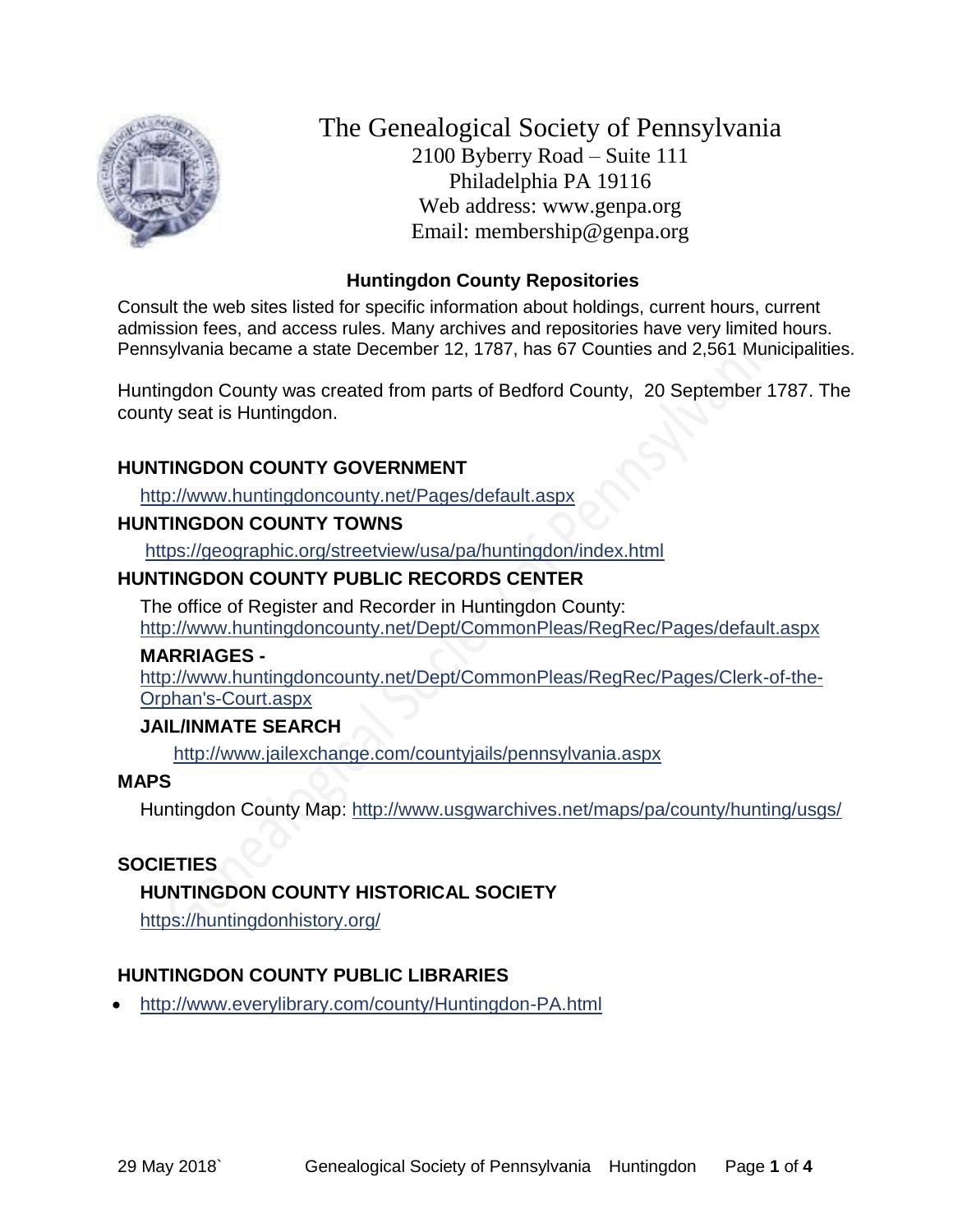# The Genealogical Society of Pennsylvania

2100 Byberry Road – Suite 111
Philadelphia PA 19116
Web address: www.genpa.org
Email: membership@genpa.org

## Huntingdon County Repositories

Consult the web sites listed for specific information about holdings, current hours, current admission fees, and access rules. Many archives and repositories have very limited hours. Pennsylvania became a state December 12, 1787, has 67 Counties and 2,561 Municipalities.

Huntingdon County was created from parts of Bedford County, 20 September 1787. The county seat is Huntingdon.

### HUNTINGDON COUNTY GOVERNMENT

http://www.huntingdoncounty.net/Pages/default.aspx

### HUNTINGDON COUNTY TOWNS

https://geographic.org/streetview/usa/pa/huntingdon/index.html

### HUNTINGDON COUNTY PUBLIC RECORDS CENTER

The office of Register and Recorder in Huntingdon County:
http://www.huntingdoncounty.net/Dept/CommonPleas/RegRec/Pages/default.aspx

#### MARRIAGES -

http://www.huntingdoncounty.net/Dept/CommonPleas/RegRec/Pages/Clerk-of-the-Orphan's-Court.aspx

#### JAIL/INMATE SEARCH

http://www.jailexchange.com/countyjails/pennsylvania.aspx

### MAPS

Huntingdon County Map: http://www.usgwarchives.net/maps/pa/county/hunting/usgs/

### SOCIETIES

#### HUNTINGDON COUNTY HISTORICAL SOCIETY

https://huntingdonhistory.org/

### HUNTINGDON COUNTY PUBLIC LIBRARIES

- http://www.everylibrary.com/county/Huntingdon-PA.html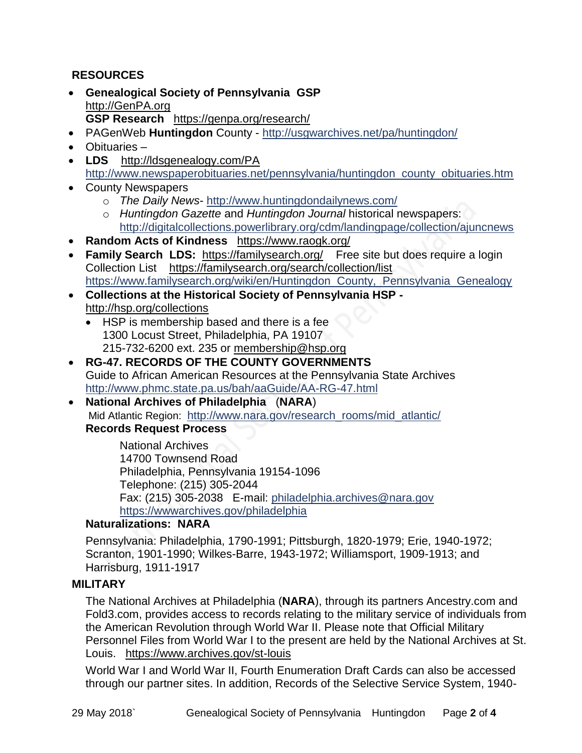## RESOURCES

- **Genealogical Society of Pennsylvania GSP**
  http://GenPA.org
  **GSP Research** https://genpa.org/research/
- PAGenWeb **Huntingdon** County - http://usgwarchives.net/pa/huntingdon/
- Obituaries –
- **LDS** http://ldsgenealogy.com/PA
  http://www.newspaperobituaries.net/pennsylvania/huntingdon_county_obituaries.htm
- County Newspapers
  - *The Daily News*- http://www.huntingdondailynews.com/
  - *Huntingdon Gazette* and *Huntingdon Journal* historical newspapers: http://digitalcollections.powerlibrary.org/cdm/landingpage/collection/ajuncnews
- **Random Acts of Kindness** https://www.raogk.org/
- **Family Search LDS:** https://familysearch.org/ Free site but does require a login
  Collection List https://familysearch.org/search/collection/list
  https://www.familysearch.org/wiki/en/Huntingdon_County,_Pennsylvania_Genealogy
- **Collections at the Historical Society of Pennsylvania HSP -** http://hsp.org/collections
  - HSP is membership based and there is a fee
    1300 Locust Street, Philadelphia, PA 19107
    215-732-6200 ext. 235 or membership@hsp.org
- **RG-47. RECORDS OF THE COUNTY GOVERNMENTS**
  Guide to African American Resources at the Pennsylvania State Archives
  http://www.phmc.state.pa.us/bah/aaGuide/AA-RG-47.html
- **National Archives of Philadelphia** (**NARA**)
  Mid Atlantic Region: http://www.nara.gov/research_rooms/mid_atlantic/
  **Records Request Process**

  National Archives
  14700 Townsend Road
  Philadelphia, Pennsylvania 19154-1096
  Telephone: (215) 305-2044
  Fax: (215) 305-2038 E-mail: philadelphia.archives@nara.gov
  https://wwwarchives.gov/philadelphia

  **Naturalizations: NARA**

  Pennsylvania: Philadelphia, 1790-1991; Pittsburgh, 1820-1979; Erie, 1940-1972; Scranton, 1901-1990; Wilkes-Barre, 1943-1972; Williamsport, 1909-1913; and Harrisburg, 1911-1917

## MILITARY

The National Archives at Philadelphia (**NARA**), through its partners Ancestry.com and Fold3.com, provides access to records relating to the military service of individuals from the American Revolution through World War II. Please note that Official Military Personnel Files from World War I to the present are held by the National Archives at St. Louis. https://www.archives.gov/st-louis

World War I and World War II, Fourth Enumeration Draft Cards can also be accessed through our partner sites. In addition, Records of the Selective Service System, 1940-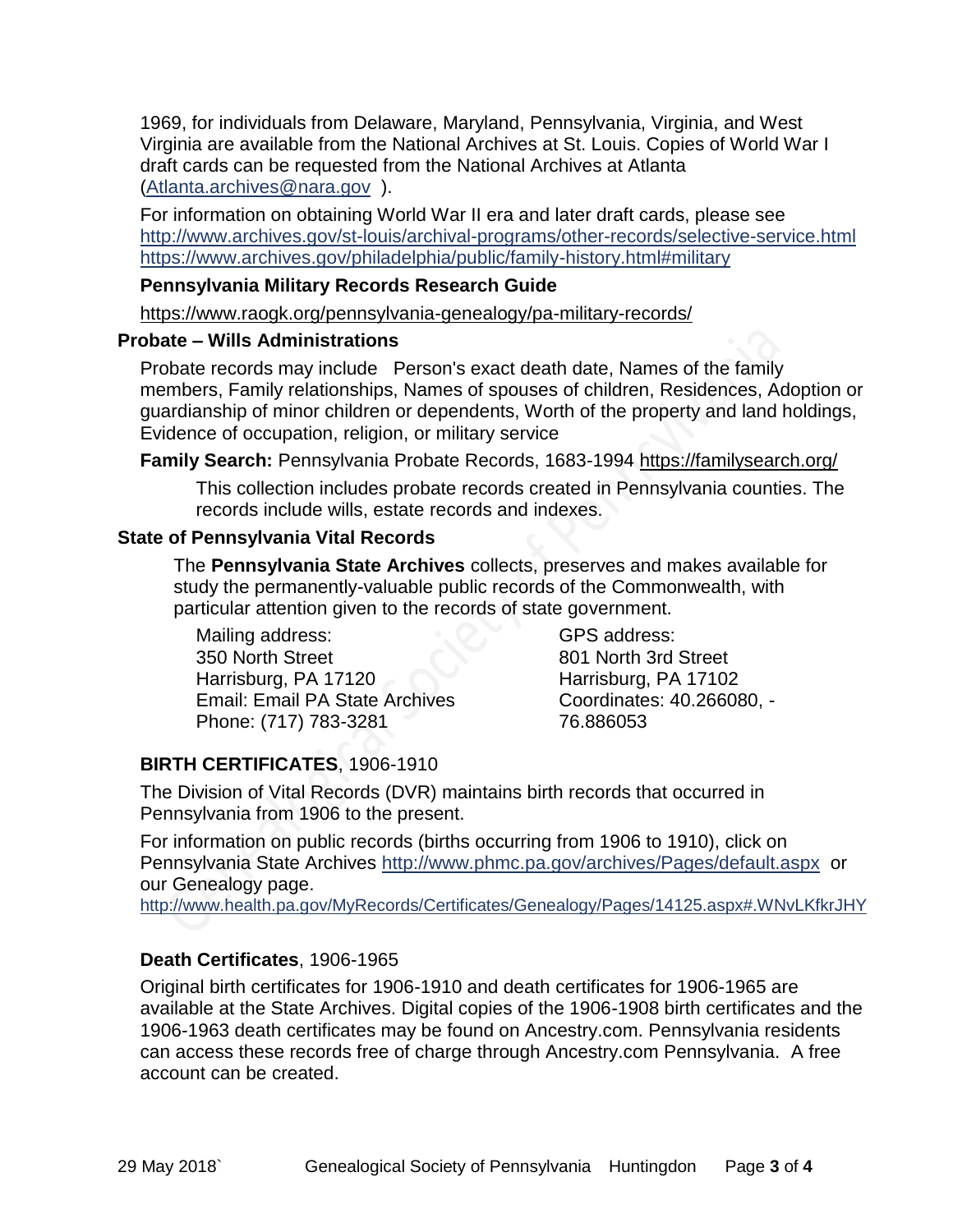1969, for individuals from Delaware, Maryland, Pennsylvania, Virginia, and West Virginia are available from the National Archives at St. Louis. Copies of World War I draft cards can be requested from the National Archives at Atlanta (Atlanta.archives@nara.gov ).

For information on obtaining World War II era and later draft cards, please see
http://www.archives.gov/st-louis/archival-programs/other-records/selective-service.html
https://www.archives.gov/philadelphia/public/family-history.html#military

**Pennsylvania Military Records Research Guide**

https://www.raogk.org/pennsylvania-genealogy/pa-military-records/

### Probate – Wills Administrations

Probate records may include Person's exact death date, Names of the family members, Family relationships, Names of spouses of children, Residences, Adoption or guardianship of minor children or dependents, Worth of the property and land holdings, Evidence of occupation, religion, or military service

**Family Search:** Pennsylvania Probate Records, 1683-1994 https://familysearch.org/

This collection includes probate records created in Pennsylvania counties. The records include wills, estate records and indexes.

### State of Pennsylvania Vital Records

The **Pennsylvania State Archives** collects, preserves and makes available for study the permanently-valuable public records of the Commonwealth, with particular attention given to the records of state government.

Mailing address:
350 North Street
Harrisburg, PA 17120
Email: Email PA State Archives
Phone: (717) 783-3281

GPS address:
801 North 3rd Street
Harrisburg, PA 17102
Coordinates: 40.266080, -76.886053

**BIRTH CERTIFICATES**, 1906-1910

The Division of Vital Records (DVR) maintains birth records that occurred in Pennsylvania from 1906 to the present.

For information on public records (births occurring from 1906 to 1910), click on Pennsylvania State Archives http://www.phmc.pa.gov/archives/Pages/default.aspx or our Genealogy page.
http://www.health.pa.gov/MyRecords/Certificates/Genealogy/Pages/14125.aspx#.WNvLKfkrJHY

**Death Certificates**, 1906-1965

Original birth certificates for 1906-1910 and death certificates for 1906-1965 are available at the State Archives. Digital copies of the 1906-1908 birth certificates and the 1906-1963 death certificates may be found on Ancestry.com. Pennsylvania residents can access these records free of charge through Ancestry.com Pennsylvania. A free account can be created.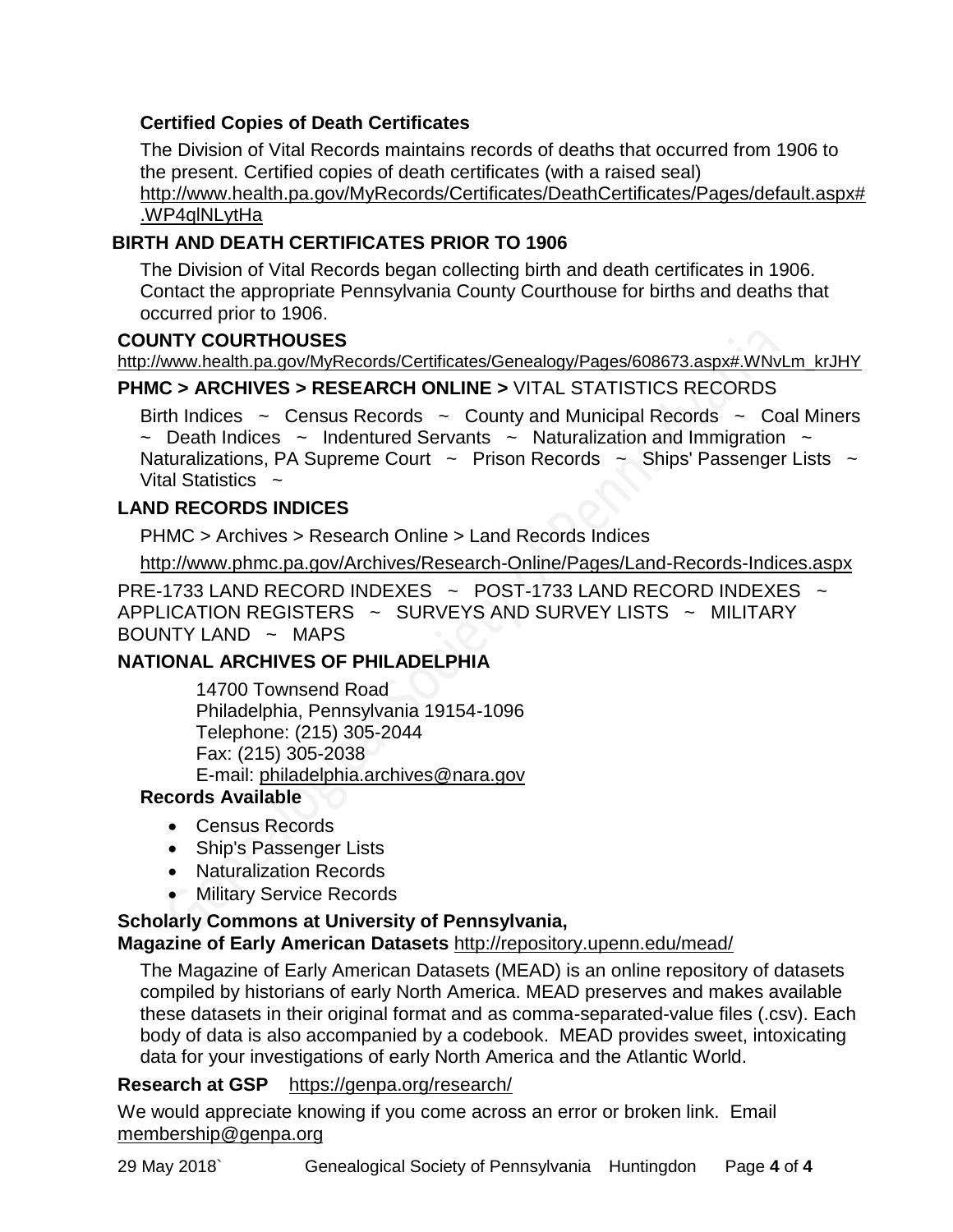### Certified Copies of Death Certificates

The Division of Vital Records maintains records of deaths that occurred from 1906 to the present. Certified copies of death certificates (with a raised seal) http://www.health.pa.gov/MyRecords/Certificates/DeathCertificates/Pages/default.aspx#.WP4qlNLytHa

## BIRTH AND DEATH CERTIFICATES PRIOR TO 1906

The Division of Vital Records began collecting birth and death certificates in 1906. Contact the appropriate Pennsylvania County Courthouse for births and deaths that occurred prior to 1906.

## COUNTY COURTHOUSES

http://www.health.pa.gov/MyRecords/Certificates/Genealogy/Pages/608673.aspx#.WNvLm_krJHY

## PHMC > ARCHIVES > RESEARCH ONLINE > VITAL STATISTICS RECORDS

Birth Indices ~ Census Records ~ County and Municipal Records ~ Coal Miners ~ Death Indices ~ Indentured Servants ~ Naturalization and Immigration ~ Naturalizations, PA Supreme Court ~ Prison Records ~ Ships' Passenger Lists ~ Vital Statistics ~

## LAND RECORDS INDICES

PHMC > Archives > Research Online > Land Records Indices

http://www.phmc.pa.gov/Archives/Research-Online/Pages/Land-Records-Indices.aspx

PRE-1733 LAND RECORD INDEXES ~ POST-1733 LAND RECORD INDEXES ~ APPLICATION REGISTERS ~ SURVEYS AND SURVEY LISTS ~ MILITARY BOUNTY LAND ~ MAPS

## NATIONAL ARCHIVES OF PHILADELPHIA

14700 Townsend Road
Philadelphia, Pennsylvania 19154-1096
Telephone: (215) 305-2044
Fax: (215) 305-2038
E-mail: philadelphia.archives@nara.gov

### Records Available

- Census Records
- Ship's Passenger Lists
- Naturalization Records
- Military Service Records

### Scholarly Commons at University of Pennsylvania, Magazine of Early American Datasets http://repository.upenn.edu/mead/

The Magazine of Early American Datasets (MEAD) is an online repository of datasets compiled by historians of early North America. MEAD preserves and makes available these datasets in their original format and as comma-separated-value files (.csv). Each body of data is also accompanied by a codebook. MEAD provides sweet, intoxicating data for your investigations of early North America and the Atlantic World.

**Research at GSP** https://genpa.org/research/

We would appreciate knowing if you come across an error or broken link. Email membership@genpa.org